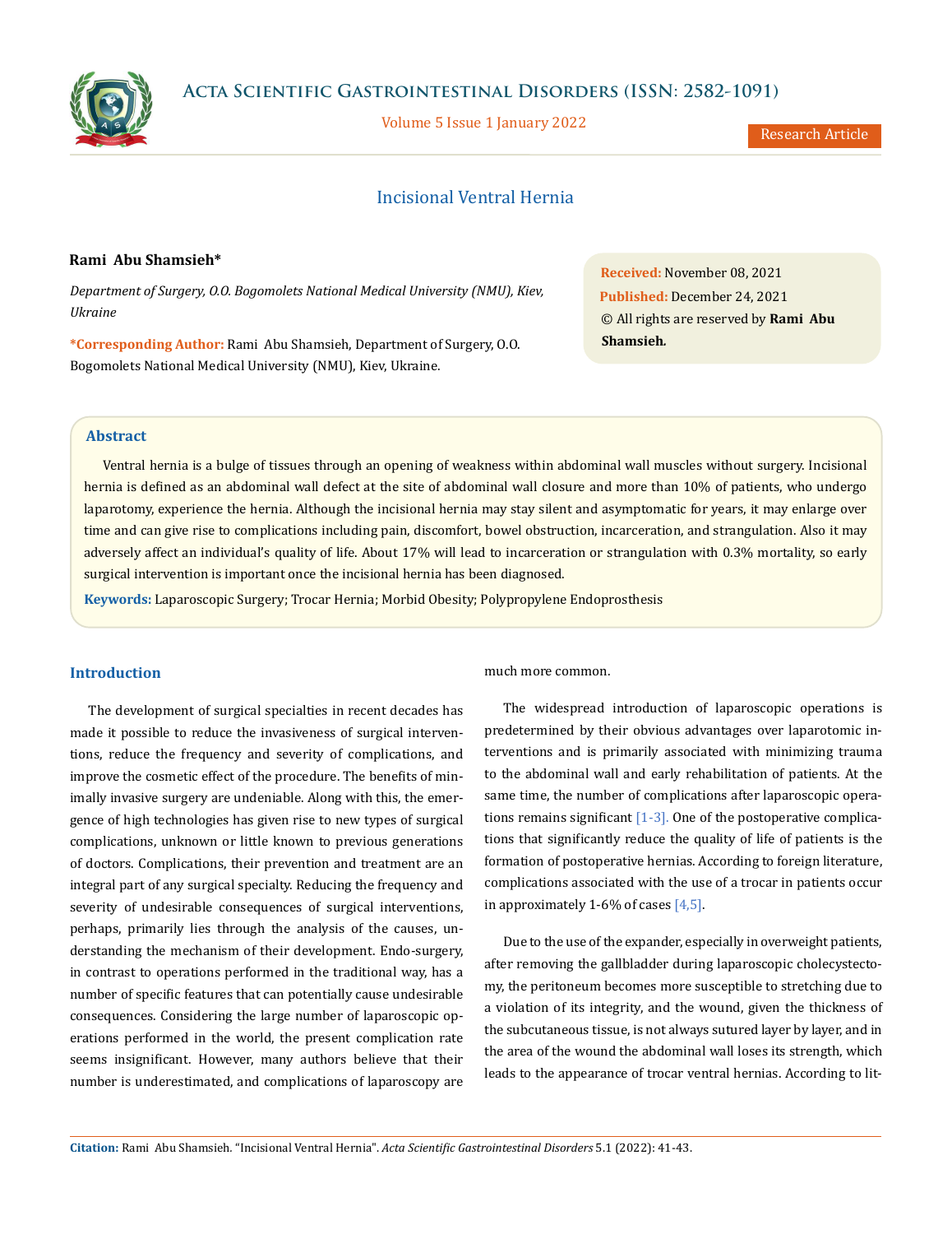# Incisional Ventral Hernia

**Rami Abu Shamsieh***

*Department of Surgery, O.O. Bogomolets National Medical University (NMU), Kiev, Ukraine*

**\*Corresponding Author:** Rami Abu Shamsieh, Department of Surgery, O.O. Bogomolets National Medical University (NMU), Kiev, Ukraine.

**Received:** November 08, 2021
**Published:** December 24, 2021
© All rights are reserved by **Rami Abu Shamsieh.**

## Abstract

Ventral hernia is a bulge of tissues through an opening of weakness within abdominal wall muscles without surgery. Incisional hernia is defined as an abdominal wall defect at the site of abdominal wall closure and more than 10% of patients, who undergo laparotomy, experience the hernia. Although the incisional hernia may stay silent and asymptomatic for years, it may enlarge over time and can give rise to complications including pain, discomfort, bowel obstruction, incarceration, and strangulation. Also it may adversely affect an individual's quality of life. About 17% will lead to incarceration or strangulation with 0.3% mortality, so early surgical intervention is important once the incisional hernia has been diagnosed.

**Keywords:** Laparoscopic Surgery; Trocar Hernia; Morbid Obesity; Polypropylene Endoprosthesis

## Introduction

The development of surgical specialties in recent decades has made it possible to reduce the invasiveness of surgical interventions, reduce the frequency and severity of complications, and improve the cosmetic effect of the procedure. The benefits of minimally invasive surgery are undeniable. Along with this, the emergence of high technologies has given rise to new types of surgical complications, unknown or little known to previous generations of doctors. Complications, their prevention and treatment are an integral part of any surgical specialty. Reducing the frequency and severity of undesirable consequences of surgical interventions, perhaps, primarily lies through the analysis of the causes, understanding the mechanism of their development. Endo-surgery, in contrast to operations performed in the traditional way, has a number of specific features that can potentially cause undesirable consequences. Considering the large number of laparoscopic operations performed in the world, the present complication rate seems insignificant. However, many authors believe that their number is underestimated, and complications of laparoscopy are much more common.

The widespread introduction of laparoscopic operations is predetermined by their obvious advantages over laparotomic interventions and is primarily associated with minimizing trauma to the abdominal wall and early rehabilitation of patients. At the same time, the number of complications after laparoscopic operations remains significant [1-3]. One of the postoperative complications that significantly reduce the quality of life of patients is the formation of postoperative hernias. According to foreign literature, complications associated with the use of a trocar in patients occur in approximately 1-6% of cases [4,5].

Due to the use of the expander, especially in overweight patients, after removing the gallbladder during laparoscopic cholecystectomy, the peritoneum becomes more susceptible to stretching due to a violation of its integrity, and the wound, given the thickness of the subcutaneous tissue, is not always sutured layer by layer, and in the area of the wound the abdominal wall loses its strength, which leads to the appearance of trocar ventral hernias. According to lit-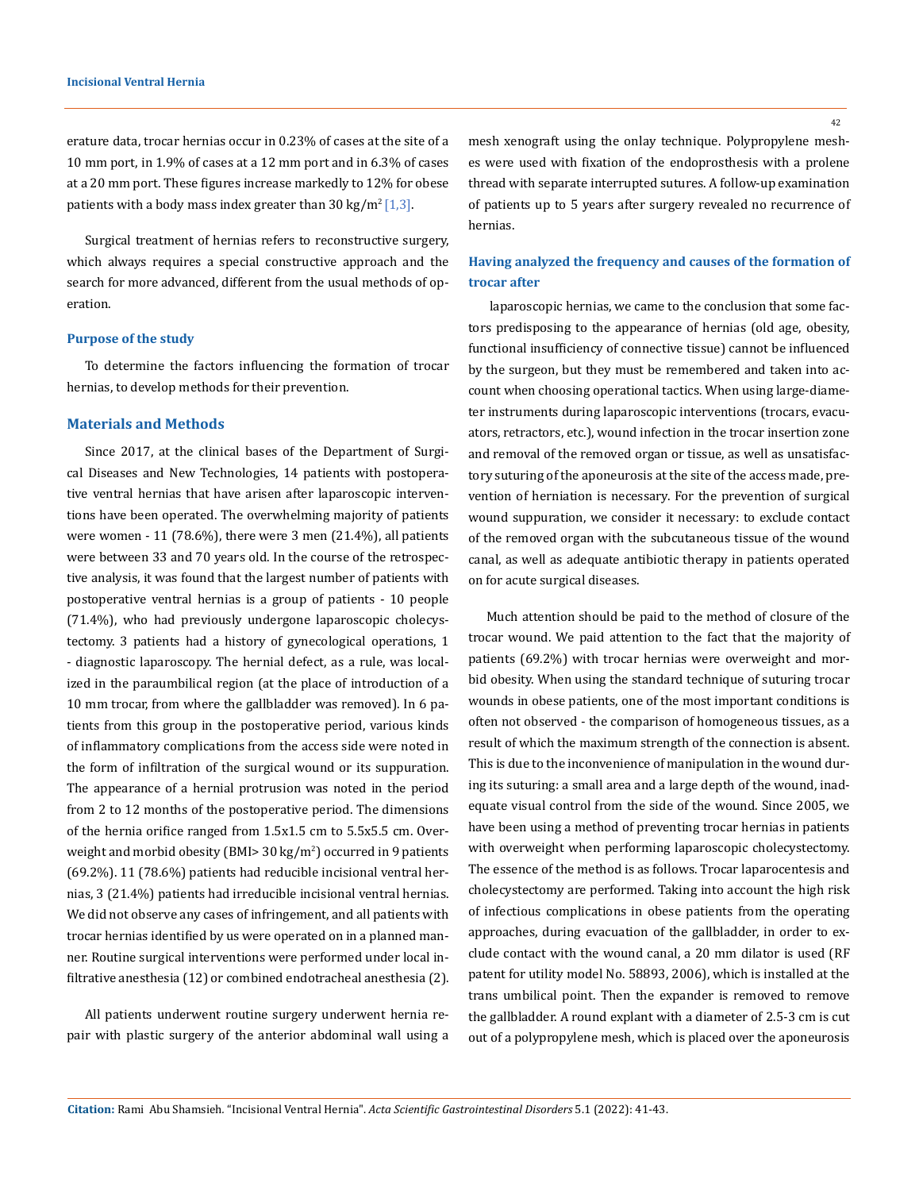erature data, trocar hernias occur in 0.23% of cases at the site of a 10 mm port, in 1.9% of cases at a 12 mm port and in 6.3% of cases at a 20 mm port. These figures increase markedly to 12% for obese patients with a body mass index greater than 30 kg/m$^2$ [1,3].

Surgical treatment of hernias refers to reconstructive surgery, which always requires a special constructive approach and the search for more advanced, different from the usual methods of operation.

### Purpose of the study

To determine the factors influencing the formation of trocar hernias, to develop methods for their prevention.

## Materials and Methods

Since 2017, at the clinical bases of the Department of Surgical Diseases and New Technologies, 14 patients with postoperative ventral hernias that have arisen after laparoscopic interventions have been operated. The overwhelming majority of patients were women - 11 (78.6%), there were 3 men (21.4%), all patients were between 33 and 70 years old. In the course of the retrospective analysis, it was found that the largest number of patients with postoperative ventral hernias is a group of patients - 10 people (71.4%), who had previously undergone laparoscopic cholecystectomy. 3 patients had a history of gynecological operations, 1 - diagnostic laparoscopy. The hernial defect, as a rule, was localized in the paraumbilical region (at the place of introduction of a 10 mm trocar, from where the gallbladder was removed). In 6 patients from this group in the postoperative period, various kinds of inflammatory complications from the access side were noted in the form of infiltration of the surgical wound or its suppuration. The appearance of a hernial protrusion was noted in the period from 2 to 12 months of the postoperative period. The dimensions of the hernia orifice ranged from 1.5x1.5 cm to 5.5x5.5 cm. Overweight and morbid obesity (BMI> 30 kg/m$^2$) occurred in 9 patients (69.2%). 11 (78.6%) patients had reducible incisional ventral hernias, 3 (21.4%) patients had irreducible incisional ventral hernias. We did not observe any cases of infringement, and all patients with trocar hernias identified by us were operated on in a planned manner. Routine surgical interventions were performed under local infiltrative anesthesia (12) or combined endotracheal anesthesia (2).

All patients underwent routine surgery underwent hernia repair with plastic surgery of the anterior abdominal wall using a mesh xenograft using the onlay technique. Polypropylene meshes were used with fixation of the endoprosthesis with a prolene thread with separate interrupted sutures. A follow-up examination of patients up to 5 years after surgery revealed no recurrence of hernias.

### Having analyzed the frequency and causes of the formation of trocar after

laparoscopic hernias, we came to the conclusion that some factors predisposing to the appearance of hernias (old age, obesity, functional insufficiency of connective tissue) cannot be influenced by the surgeon, but they must be remembered and taken into account when choosing operational tactics. When using large-diameter instruments during laparoscopic interventions (trocars, evacuators, retractors, etc.), wound infection in the trocar insertion zone and removal of the removed organ or tissue, as well as unsatisfactory suturing of the aponeurosis at the site of the access made, prevention of herniation is necessary. For the prevention of surgical wound suppuration, we consider it necessary: to exclude contact of the removed organ with the subcutaneous tissue of the wound canal, as well as adequate antibiotic therapy in patients operated on for acute surgical diseases.

Much attention should be paid to the method of closure of the trocar wound. We paid attention to the fact that the majority of patients (69.2%) with trocar hernias were overweight and morbid obesity. When using the standard technique of suturing trocar wounds in obese patients, one of the most important conditions is often not observed - the comparison of homogeneous tissues, as a result of which the maximum strength of the connection is absent. This is due to the inconvenience of manipulation in the wound during its suturing: a small area and a large depth of the wound, inadequate visual control from the side of the wound. Since 2005, we have been using a method of preventing trocar hernias in patients with overweight when performing laparoscopic cholecystectomy. The essence of the method is as follows. Trocar laparocentesis and cholecystectomy are performed. Taking into account the high risk of infectious complications in obese patients from the operating approaches, during evacuation of the gallbladder, in order to exclude contact with the wound canal, a 20 mm dilator is used (RF patent for utility model No. 58893, 2006), which is installed at the trans umbilical point. Then the expander is removed to remove the gallbladder. A round explant with a diameter of 2.5-3 cm is cut out of a polypropylene mesh, which is placed over the aponeurosis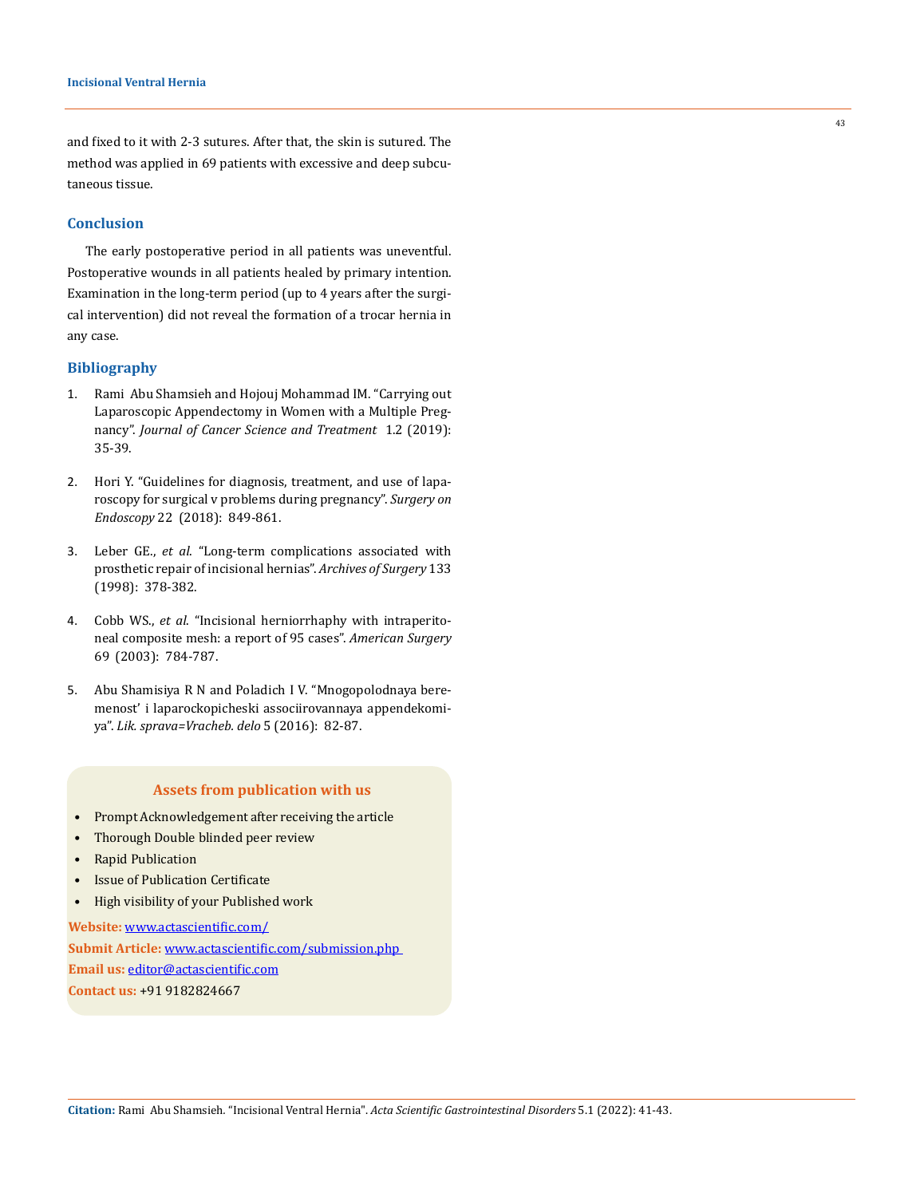and fixed to it with 2-3 sutures. After that, the skin is sutured. The method was applied in 69 patients with excessive and deep subcutaneous tissue.

## Conclusion

The early postoperative period in all patients was uneventful. Postoperative wounds in all patients healed by primary intention. Examination in the long-term period (up to 4 years after the surgical intervention) did not reveal the formation of a trocar hernia in any case.

## Bibliography

1. Rami Abu Shamsieh and Hojouj Mohammad IM. "Carrying out Laparoscopic Appendectomy in Women with a Multiple Pregnancy". *Journal of Cancer Science and Treatment* 1.2 (2019): 35-39.

2. Hori Y. "Guidelines for diagnosis, treatment, and use of laparoscopy for surgical v problems during pregnancy". *Surgery on Endoscopy* 22 (2018): 849-861.

3. Leber GE., *et al*. "Long-term complications associated with prosthetic repair of incisional hernias". *Archives of Surgery* 133 (1998): 378-382.

4. Cobb WS., *et al*. "Incisional herniorrhaphy with intraperitoneal composite mesh: a report of 95 cases". *American Surgery* 69 (2003): 784-787.

5. Abu Shamisiya R N and Poladich I V. "Mnogopolodnaya beremenost' i laparockopicheski associirovannaya appendekomiya". *Lik. sprava=Vracheb. delo* 5 (2016): 82-87.

**Assets from publication with us**

- Prompt Acknowledgement after receiving the article
- Thorough Double blinded peer review
- Rapid Publication
- Issue of Publication Certificate
- High visibility of your Published work

**Website:** www.actascientific.com/

**Submit Article:** www.actascientific.com/submission.php

**Email us:** editor@actascientific.com

**Contact us:** +91 9182824667